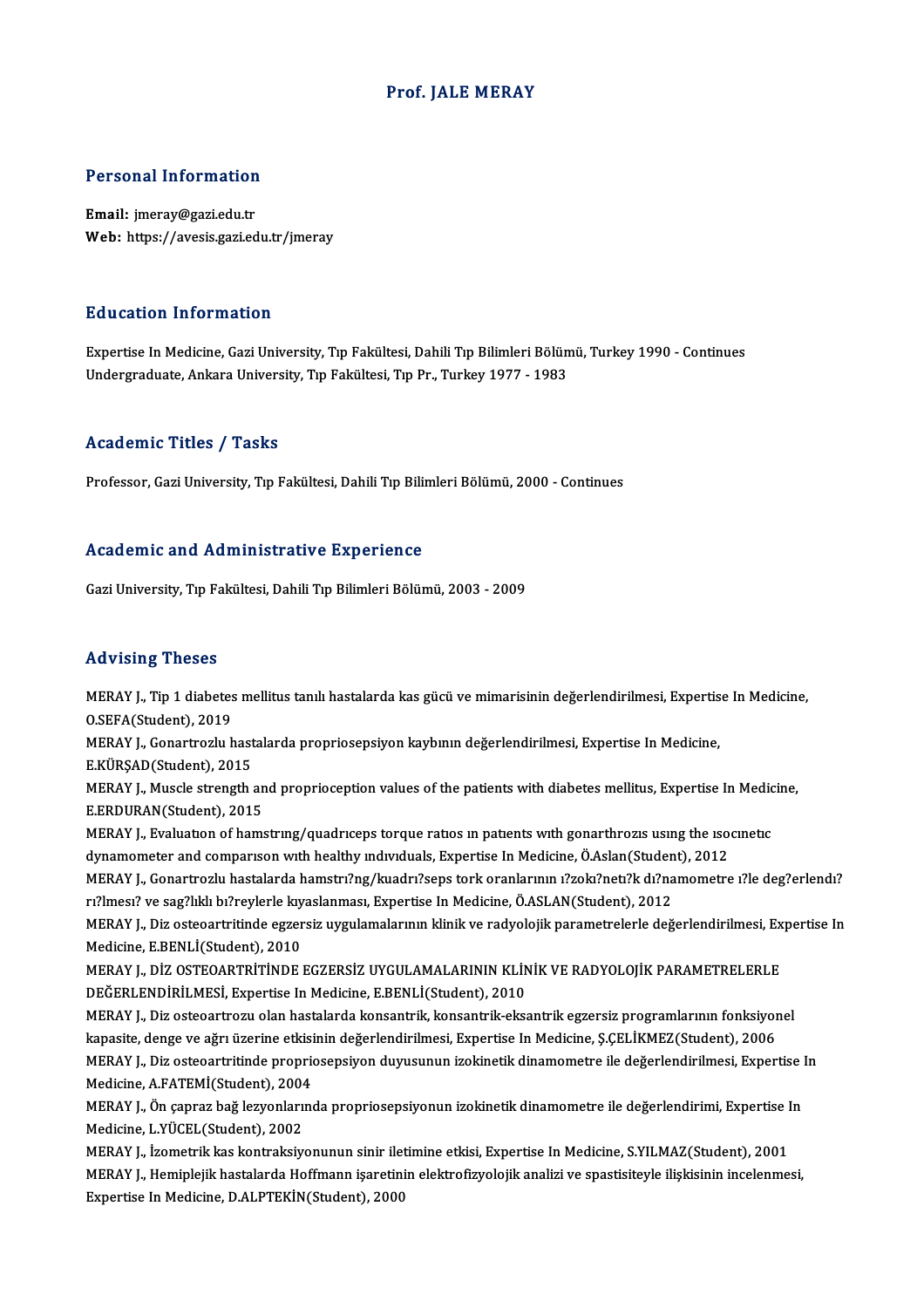# Prof. JALE MERAY

## Personal Information

**Email:** jmeray@gazi.edu.tr
**Web:** https://avesis.gazi.edu.tr/jmeray

## Education Information

Expertise In Medicine, Gazi University, Tıp Fakültesi, Dahili Tıp Bilimleri Bölümü, Turkey 1990 - Continues
Undergraduate, Ankara University, Tıp Fakültesi, Tıp Pr., Turkey 1977 - 1983

## Academic Titles / Tasks

Professor, Gazi University, Tıp Fakültesi, Dahili Tıp Bilimleri Bölümü, 2000 - Continues

## Academic and Administrative Experience

Gazi University, Tıp Fakültesi, Dahili Tıp Bilimleri Bölümü, 2003 - 2009

## Advising Theses

MERAY J., Tip 1 diabetes mellitus tanılı hastalarda kas gücü ve mimarisinin değerlendirilmesi, Expertise In Medicine, O.SEFA(Student), 2019

MERAY J., Gonartrozlu hastalarda propriosepsiyon kaybının değerlendirilmesi, Expertise In Medicine, E.KÜRŞAD(Student), 2015

MERAY J., Muscle strength and proprioception values of the patients with diabetes mellitus, Expertise In Medicine, E.ERDURAN(Student), 2015

MERAY J., Evaluatıon of hamstrıng/quadrıceps torque ratıos ın patıents wıth gonarthrozıs usıng the ısocınetıc dynamometer and comparıson wıth healthy ındıvıduals, Expertise In Medicine, Ö.Aslan(Student), 2012

MERAY J., Gonartrozlu hastalarda hamstrı?ng/kuadrı?seps tork oranlarının ı?zokı?netı?k dı?namometre ı?le deg?erlendı?rı?lmesı? ve sag?lıklı bı?reylerle kıyaslanması, Expertise In Medicine, Ö.ASLAN(Student), 2012

MERAY J., Diz osteoartritinde egzersiz uygulamalarının klinik ve radyolojik parametrelerle değerlendirilmesi, Expertise In Medicine, E.BENLİ(Student), 2010

MERAY J., DİZ OSTEOARTRİTİNDE EGZERSİZ UYGULAMALARININ KLİNİK VE RADYOLOJİK PARAMETRELERLE DEĞERLENDİRİLMESİ, Expertise In Medicine, E.BENLİ(Student), 2010

MERAY J., Diz osteoartrozu olan hastalarda konsantrik, konsantrik-eksantrik egzersiz programlarının fonksiyonel kapasite, denge ve ağrı üzerine etkisinin değerlendirilmesi, Expertise In Medicine, Ş.ÇELİKMEZ(Student), 2006

MERAY J., Diz osteoartritinde propriosepsiyon duyusunun izokinetik dinamometre ile değerlendirilmesi, Expertise In Medicine, A.FATEMİ(Student), 2004

MERAY J., Ön çapraz bağ lezyonlarında propriosepsiyonun izokinetik dinamometre ile değerlendirimi, Expertise In Medicine, L.YÜCEL(Student), 2002

MERAY J., İzometrik kas kontraksiyonunun sinir iletimine etkisi, Expertise In Medicine, S.YILMAZ(Student), 2001

MERAY J., Hemiplejik hastalarda Hoffmann işaretinin elektrofizyolojik analizi ve spastisiteyle ilişkisinin incelenmesi, Expertise In Medicine, D.ALPTEKİN(Student), 2000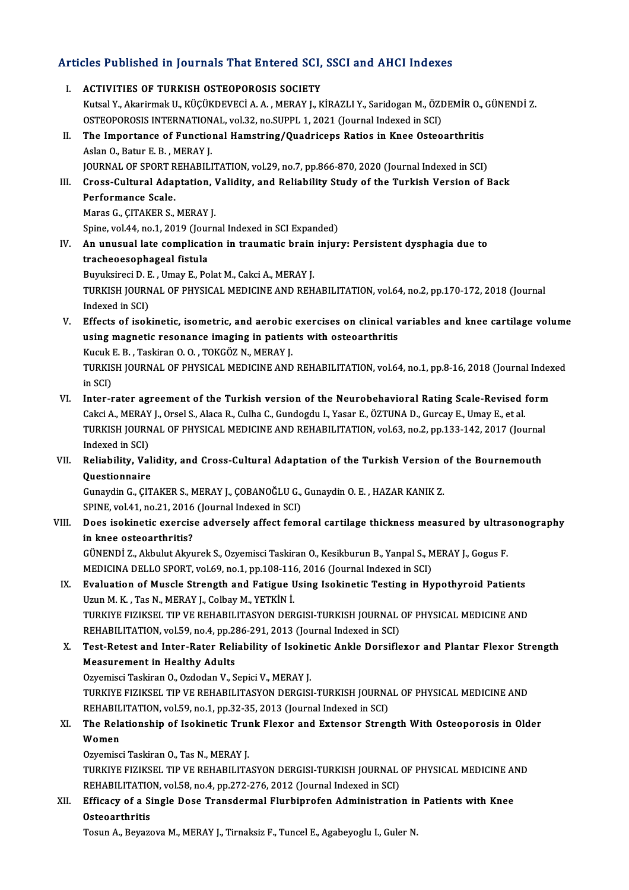## Articles Published in Journals That Entered SCI, SSCI and AHCI Indexes

I. **ACTIVITIES OF TURKISH OSTEOPOROSIS SOCIETY**
Kutsal Y., Akarirmak U., KÜÇÜKDEVECİ A. A. , MERAY J., KİRAZLI Y., Saridogan M., ÖZDEMİR O., GÜNENDİ Z.
OSTEOPOROSIS INTERNATIONAL, vol.32, no.SUPPL 1, 2021 (Journal Indexed in SCI)

II. **The Importance of Functional Hamstring/Quadriceps Ratios in Knee Osteoarthritis**
Aslan O., Batur E. B. , MERAY J.
JOURNAL OF SPORT REHABILITATION, vol.29, no.7, pp.866-870, 2020 (Journal Indexed in SCI)

III. **Cross-Cultural Adaptation, Validity, and Reliability Study of the Turkish Version of Back Performance Scale.**
Maras G., ÇITAKER S., MERAY J.
Spine, vol.44, no.1, 2019 (Journal Indexed in SCI Expanded)

IV. **An unusual late complication in traumatic brain injury: Persistent dysphagia due to tracheoesophageal fistula**
Buyuksireci D. E. , Umay E., Polat M., Cakci A., MERAY J.
TURKISH JOURNAL OF PHYSICAL MEDICINE AND REHABILITATION, vol.64, no.2, pp.170-172, 2018 (Journal Indexed in SCI)

V. **Effects of isokinetic, isometric, and aerobic exercises on clinical variables and knee cartilage volume using magnetic resonance imaging in patients with osteoarthritis**
Kucuk E. B. , Taskiran O. O. , TOKGÖZ N., MERAY J.
TURKISH JOURNAL OF PHYSICAL MEDICINE AND REHABILITATION, vol.64, no.1, pp.8-16, 2018 (Journal Indexed in SCI)

VI. **Inter-rater agreement of the Turkish version of the Neurobehavioral Rating Scale-Revised form**
Cakci A., MERAY J., Orsel S., Alaca R., Culha C., Gundogdu I., Yasar E., ÖZTUNA D., Gurcay E., Umay E., et al.
TURKISH JOURNAL OF PHYSICAL MEDICINE AND REHABILITATION, vol.63, no.2, pp.133-142, 2017 (Journal Indexed in SCI)

VII. **Reliability, Validity, and Cross-Cultural Adaptation of the Turkish Version of the Bournemouth Questionnaire**
Gunaydin G., ÇITAKER S., MERAY J., ÇOBANOĞLU G., Gunaydin O. E. , HAZAR KANIK Z.
SPINE, vol.41, no.21, 2016 (Journal Indexed in SCI)

VIII. **Does isokinetic exercise adversely affect femoral cartilage thickness measured by ultrasonography in knee osteoarthritis?**
GÜNENDİ Z., Akbulut Akyurek S., Ozyemisci Taskiran O., Kesikburun B., Yanpal S., MERAY J., Gogus F.
MEDICINA DELLO SPORT, vol.69, no.1, pp.108-116, 2016 (Journal Indexed in SCI)

IX. **Evaluation of Muscle Strength and Fatigue Using Isokinetic Testing in Hypothyroid Patients**
Uzun M. K. , Tas N., MERAY J., Colbay M., YETKİN İ.
TURKIYE FIZIKSEL TIP VE REHABILITASYON DERGISI-TURKISH JOURNAL OF PHYSICAL MEDICINE AND REHABILITATION, vol.59, no.4, pp.286-291, 2013 (Journal Indexed in SCI)

X. **Test-Retest and Inter-Rater Reliability of Isokinetic Ankle Dorsiflexor and Plantar Flexor Strength Measurement in Healthy Adults**
Ozyemisci Taskiran O., Ozdodan V., Sepici V., MERAY J.
TURKIYE FIZIKSEL TIP VE REHABILITASYON DERGISI-TURKISH JOURNAL OF PHYSICAL MEDICINE AND REHABILITATION, vol.59, no.1, pp.32-35, 2013 (Journal Indexed in SCI)

XI. **The Relationship of Isokinetic Trunk Flexor and Extensor Strength With Osteoporosis in Older Women**
Ozyemisci Taskiran O., Tas N., MERAY J.
TURKIYE FIZIKSEL TIP VE REHABILITASYON DERGISI-TURKISH JOURNAL OF PHYSICAL MEDICINE AND REHABILITATION, vol.58, no.4, pp.272-276, 2012 (Journal Indexed in SCI)

XII. **Efficacy of a Single Dose Transdermal Flurbiprofen Administration in Patients with Knee Osteoarthritis**
Tosun A., Beyazova M., MERAY J., Tirnaksiz F., Tuncel E., Agabeyoglu I., Guler N.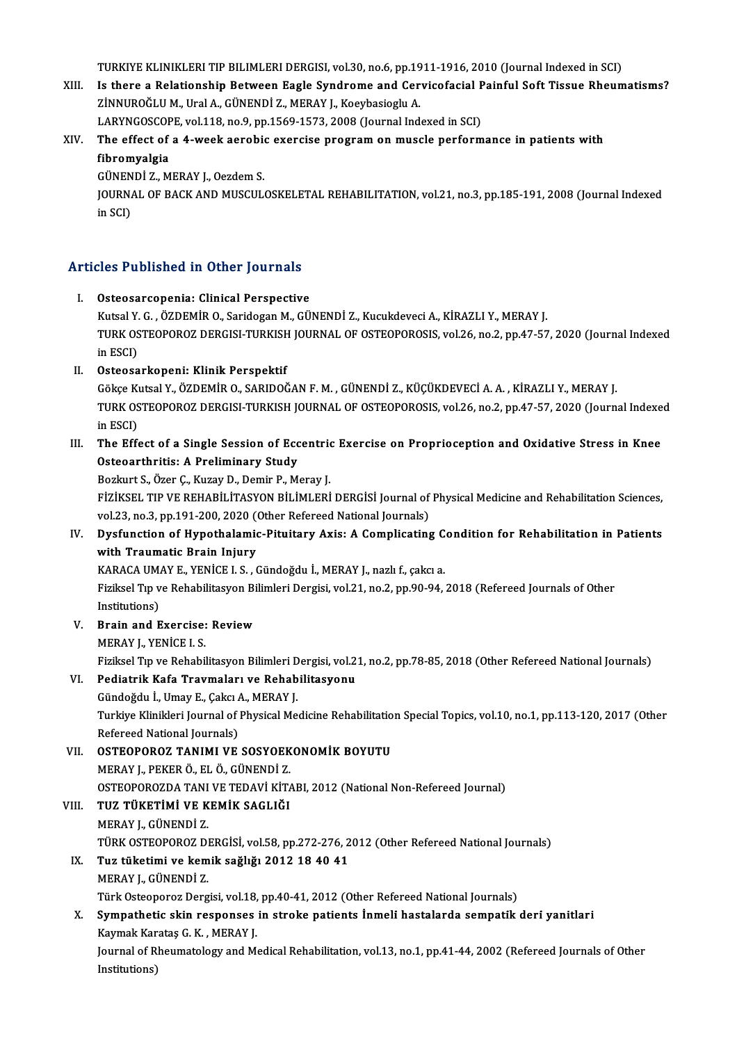TURKIYE KLINIKLERI TIP BILIMLERI DERGISI, vol.30, no.6, pp.1911-1916, 2010 (Journal Indexed in SCI)

XIII. **Is there a Relationship Between Eagle Syndrome and Cervicofacial Painful Soft Tissue Rheumatisms?**
ZİNNUROĞLU M., Ural A., GÜNENDİ Z., MERAY J., Koeybasioglu A.
LARYNGOSCOPE, vol.118, no.9, pp.1569-1573, 2008 (Journal Indexed in SCI)

XIV. **The effect of a 4-week aerobic exercise program on muscle performance in patients with fibromyalgia**
GÜNENDİ Z., MERAY J., Oezdem S.
JOURNAL OF BACK AND MUSCULOSKELETAL REHABILITATION, vol.21, no.3, pp.185-191, 2008 (Journal Indexed in SCI)

## Articles Published in Other Journals

I. **Osteosarcopenia: Clinical Perspective**
Kutsal Y. G. , ÖZDEMİR O., Saridogan M., GÜNENDİ Z., Kucukdeveci A., KİRAZLI Y., MERAY J.
TURK OSTEOPOROZ DERGISI-TURKISH JOURNAL OF OSTEOPOROSIS, vol.26, no.2, pp.47-57, 2020 (Journal Indexed in ESCI)

II. **Osteosarkopeni: Klinik Perspektif**
Gökçe Kutsal Y., ÖZDEMİR O., SARIDOĞAN F. M. , GÜNENDİ Z., KÜÇÜKDEVECİ A. A. , KİRAZLI Y., MERAY J.
TURK OSTEOPOROZ DERGISI-TURKISH JOURNAL OF OSTEOPOROSIS, vol.26, no.2, pp.47-57, 2020 (Journal Indexed in ESCI)

III. **The Effect of a Single Session of Eccentric Exercise on Proprioception and Oxidative Stress in Knee Osteoarthritis: A Preliminary Study**
Bozkurt S., Özer Ç., Kuzay D., Demir P., Meray J.
FİZİKSEL TIP VE REHABİLİTASYON BİLİMLERİ DERGİSİ Journal of Physical Medicine and Rehabilitation Sciences, vol.23, no.3, pp.191-200, 2020 (Other Refereed National Journals)

IV. **Dysfunction of Hypothalamic-Pituitary Axis: A Complicating Condition for Rehabilitation in Patients with Traumatic Brain Injury**
KARACA UMAY E., YENİCE I. S. , Gündoğdu İ., MERAY J., nazlı f., çakcı a.
Fiziksel Tıp ve Rehabilitasyon Bilimleri Dergisi, vol.21, no.2, pp.90-94, 2018 (Refereed Journals of Other Institutions)

V. **Brain and Exercise: Review**
MERAY J., YENİCE I. S.
Fiziksel Tıp ve Rehabilitasyon Bilimleri Dergisi, vol.21, no.2, pp.78-85, 2018 (Other Refereed National Journals)

VI. **Pediatrik Kafa Travmaları ve Rehabilitasyonu**
Gündoğdu İ., Umay E., Çakcı A., MERAY J.
Turkiye Klinikleri Journal of Physical Medicine Rehabilitation Special Topics, vol.10, no.1, pp.113-120, 2017 (Other Refereed National Journals)

VII. **OSTEOPOROZ TANIMI VE SOSYOEKONOMİK BOYUTU**
MERAY J., PEKER Ö., EL Ö., GÜNENDİ Z.
OSTEOPOROZDA TANI VE TEDAVİ KİTABI, 2012 (National Non-Refereed Journal)

VIII. **TUZ TÜKETİMİ VE KEMİK SAGLIĞI**
MERAY J., GÜNENDİ Z.
TÜRK OSTEOPOROZ DERGİSİ, vol.58, pp.272-276, 2012 (Other Refereed National Journals)

IX. **Tuz tüketimi ve kemik sağlığı 2012 18 40 41**
MERAY J., GÜNENDİ Z.
Türk Osteoporoz Dergisi, vol.18, pp.40-41, 2012 (Other Refereed National Journals)

X. **Sympathetic skin responses in stroke patients İnmeli hastalarda sempatik deri yanitlari**
Kaymak Karataş G. K. , MERAY J.
Journal of Rheumatology and Medical Rehabilitation, vol.13, no.1, pp.41-44, 2002 (Refereed Journals of Other Institutions)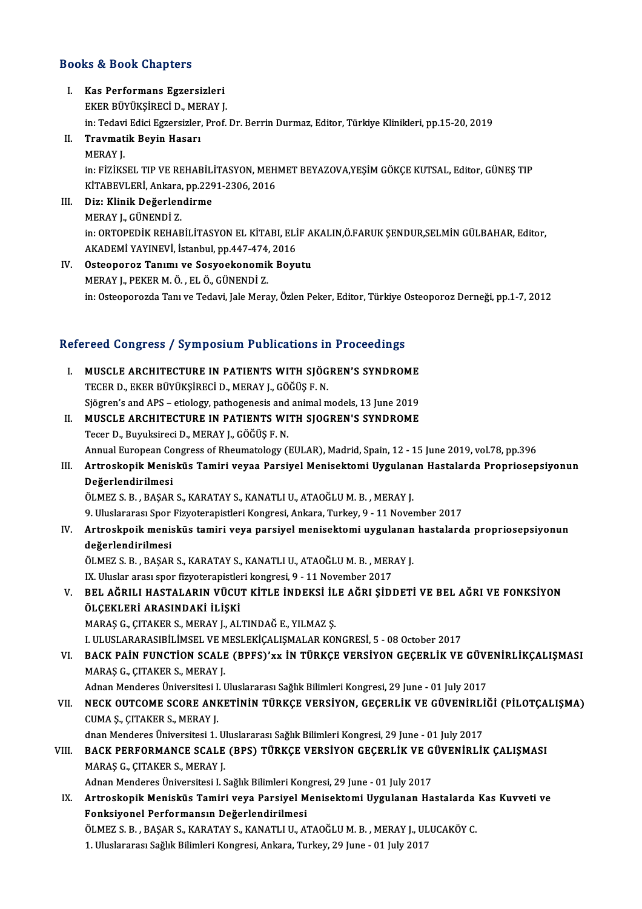## Books & Book Chapters

I. **Kas Performans Egzersizleri**
EKER BÜYÜKŞİRECİ D., MERAY J.
in: Tedavi Edici Egzersizler, Prof. Dr. Berrin Durmaz, Editor, Türkiye Klinikleri, pp.15-20, 2019

II. **Travmatik Beyin Hasarı**
MERAY J.
in: FİZİKSEL TIP VE REHABİLİTASYON, MEHMET BEYAZOVA,YEŞİM GÖKÇE KUTSAL, Editor, GÜNEŞ TIP KİTABEVLERİ, Ankara, pp.2291-2306, 2016

III. **Diz: Klinik Değerlendirme**
MERAY J., GÜNENDİ Z.
in: ORTOPEDİK REHABİLİTASYON EL KİTABI, ELİF AKALIN,Ö.FARUK ŞENDUR,SELMİN GÜLBAHAR, Editor, AKADEMİ YAYINEVİ, İstanbul, pp.447-474, 2016

IV. **Osteoporoz Tanımı ve Sosyoekonomik Boyutu**
MERAY J., PEKER M. Ö. , EL Ö., GÜNENDİ Z.
in: Osteoporozda Tanı ve Tedavi, Jale Meray, Özlen Peker, Editor, Türkiye Osteoporoz Derneği, pp.1-7, 2012

## Refereed Congress / Symposium Publications in Proceedings

I. **MUSCLE ARCHITECTURE IN PATIENTS WITH SJÖGREN'S SYNDROME**
TECER D., EKER BÜYÜKŞİRECİ D., MERAY J., GÖĞÜŞ F. N.
Sjögren's and APS – etiology, pathogenesis and animal models, 13 June 2019

II. **MUSCLE ARCHITECTURE IN PATIENTS WITH SJOGREN'S SYNDROME**
Tecer D., Buyuksireci D., MERAY J., GÖĞÜŞ F. N.
Annual European Congress of Rheumatology (EULAR), Madrid, Spain, 12 - 15 June 2019, vol.78, pp.396

III. **Artroskopik Menisküs Tamiri veyaa Parsiyel Menisektomi Uygulanan Hastalarda Propriosepsiyonun Değerlendirilmesi**
ÖLMEZ S. B. , BAŞAR S., KARATAY S., KANATLI U., ATAOĞLU M. B. , MERAY J.
9. Uluslararası Spor Fizyoterapistleri Kongresi, Ankara, Turkey, 9 - 11 November 2017

IV. **Artroskpoik menisküs tamiri veya parsiyel menisektomi uygulanan hastalarda propriosepsiyonun değerlendirilmesi**
ÖLMEZ S. B. , BAŞAR S., KARATAY S., KANATLI U., ATAOĞLU M. B. , MERAY J.
IX. Uluslar arası spor fizyoterapistleri kongresi, 9 - 11 November 2017

V. **BEL AĞRILI HASTALARIN VÜCUT KİTLE İNDEKSİ İLE AĞRI ŞİDDETİ VE BEL AĞRI VE FONKSİYON ÖLÇEKLERİ ARASINDAKİ İLİŞKİ**
MARAŞ G., ÇITAKER S., MERAY J., ALTINDAĞ E., YILMAZ Ş.
I. ULUSLARARASIBİLİMSEL VE MESLEKİÇALIŞMALAR KONGRESİ, 5 - 08 October 2017

VI. **BACK PAİN FUNCTİON SCALE (BPFS)'xx İN TÜRKÇE VERSİYON GEÇERLİK VE GÜVENİRLİKÇALIŞMASI**
MARAŞ G., ÇITAKER S., MERAY J.
Adnan Menderes Üniversitesi I. Uluslararası Sağlık Bilimleri Kongresi, 29 June - 01 July 2017

VII. **NECK OUTCOME SCORE ANKETİNİN TÜRKÇE VERSİYON, GEÇERLİK VE GÜVENİRLİĞİ (PİLOTÇALIŞMA)**
CUMA Ş., ÇITAKER S., MERAY J.
dnan Menderes Üniversitesi 1. Uluslararası Sağlık Bilimleri Kongresi, 29 June - 01 July 2017

VIII. **BACK PERFORMANCE SCALE (BPS) TÜRKÇE VERSİYON GEÇERLİK VE GÜVENİRLİK ÇALIŞMASI**
MARAŞ G., ÇITAKER S., MERAY J.
Adnan Menderes Üniversitesi I. Sağlık Bilimleri Kongresi, 29 June - 01 July 2017

IX. **Artroskopik Menisküs Tamiri veya Parsiyel Menisektomi Uygulanan Hastalarda Kas Kuvveti ve Fonksiyonel Performansın Değerlendirilmesi**
ÖLMEZ S. B. , BAŞAR S., KARATAY S., KANATLI U., ATAOĞLU M. B. , MERAY J., ULUCAKÖY C.
1. Uluslararası Sağlık Bilimleri Kongresi, Ankara, Turkey, 29 June - 01 July 2017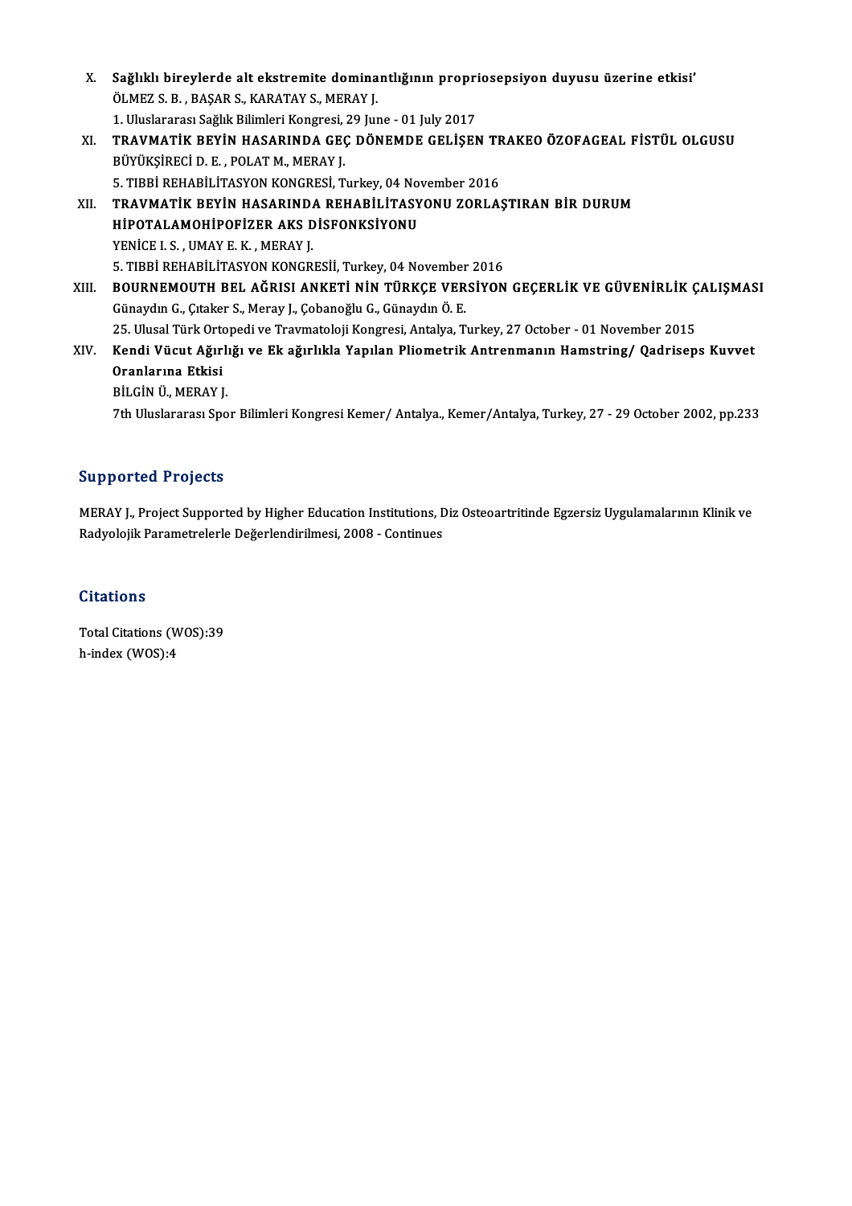X. **Sağlıklı bireylerde alt ekstremite dominantlığının propriosepsiyon duyusu üzerine etkisi'**
ÖLMEZ S. B. , BAŞAR S., KARATAY S., MERAY J.
1. Uluslararası Sağlık Bilimleri Kongresi, 29 June - 01 July 2017

XI. **TRAVMATİK BEYİN HASARINDA GEÇ DÖNEMDE GELİŞEN TRAKEO ÖZOFAGEAL FİSTÜL OLGUSU**
BÜYÜKŞİRECİ D. E. , POLAT M., MERAY J.
5. TIBBİ REHABİLİTASYON KONGRESİ, Turkey, 04 November 2016

XII. **TRAVMATİK BEYİN HASARINDA REHABİLİTASYONU ZORLAŞTIRAN BİR DURUM HİPOTALAMOHİPOFİZER AKS DİSFONKSİYONU**
YENİCE I. S. , UMAY E. K. , MERAY J.
5. TIBBİ REHABİLİTASYON KONGRESİİ, Turkey, 04 November 2016

XIII. **BOURNEMOUTH BEL AĞRISI ANKETİ NİN TÜRKÇE VERSİYON GEÇERLİK VE GÜVENİRLİK ÇALIŞMASI**
Günaydın G., Çıtaker S., Meray J., Çobanoğlu G., Günaydın Ö. E.
25. Ulusal Türk Ortopedi ve Travmatoloji Kongresi, Antalya, Turkey, 27 October - 01 November 2015

XIV. **Kendi Vücut Ağırlığı ve Ek ağırlıkla Yapılan Pliometrik Antrenmanın Hamstring/ Qadriseps Kuvvet Oranlarına Etkisi**
BİLGİN Ü., MERAY J.
7th Uluslararası Spor Bilimleri Kongresi Kemer/ Antalya., Kemer/Antalya, Turkey, 27 - 29 October 2002, pp.233

## Supported Projects

MERAY J., Project Supported by Higher Education Institutions, Diz Osteoartritinde Egzersiz Uygulamalarının Klinik ve Radyolojik Parametrelerle Değerlendirilmesi, 2008 - Continues

## Citations

Total Citations (WOS):39
h-index (WOS):4